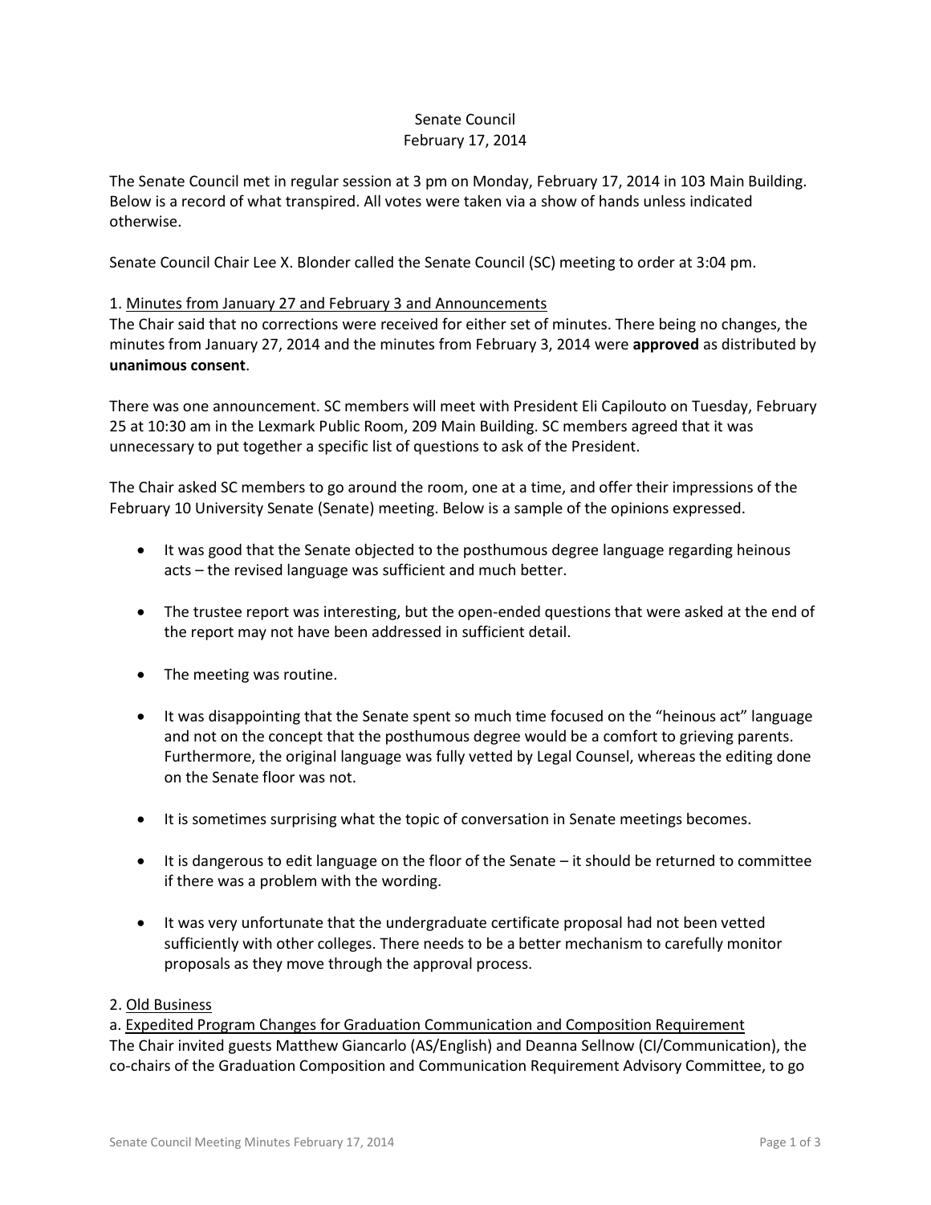Senate Council
February 17, 2014

The Senate Council met in regular session at 3 pm on Monday, February 17, 2014 in 103 Main Building. Below is a record of what transpired. All votes were taken via a show of hands unless indicated otherwise.

Senate Council Chair Lee X. Blonder called the Senate Council (SC) meeting to order at 3:04 pm.

1. Minutes from January 27 and February 3 and Announcements

The Chair said that no corrections were received for either set of minutes. There being no changes, the minutes from January 27, 2014 and the minutes from February 3, 2014 were **approved** as distributed by **unanimous consent**.

There was one announcement. SC members will meet with President Eli Capilouto on Tuesday, February 25 at 10:30 am in the Lexmark Public Room, 209 Main Building. SC members agreed that it was unnecessary to put together a specific list of questions to ask of the President.

The Chair asked SC members to go around the room, one at a time, and offer their impressions of the February 10 University Senate (Senate) meeting. Below is a sample of the opinions expressed.

- It was good that the Senate objected to the posthumous degree language regarding heinous acts – the revised language was sufficient and much better.
- The trustee report was interesting, but the open-ended questions that were asked at the end of the report may not have been addressed in sufficient detail.
- The meeting was routine.
- It was disappointing that the Senate spent so much time focused on the "heinous act" language and not on the concept that the posthumous degree would be a comfort to grieving parents. Furthermore, the original language was fully vetted by Legal Counsel, whereas the editing done on the Senate floor was not.
- It is sometimes surprising what the topic of conversation in Senate meetings becomes.
- It is dangerous to edit language on the floor of the Senate – it should be returned to committee if there was a problem with the wording.
- It was very unfortunate that the undergraduate certificate proposal had not been vetted sufficiently with other colleges. There needs to be a better mechanism to carefully monitor proposals as they move through the approval process.

2. Old Business

a. Expedited Program Changes for Graduation Communication and Composition Requirement

The Chair invited guests Matthew Giancarlo (AS/English) and Deanna Sellnow (CI/Communication), the co-chairs of the Graduation Composition and Communication Requirement Advisory Committee, to go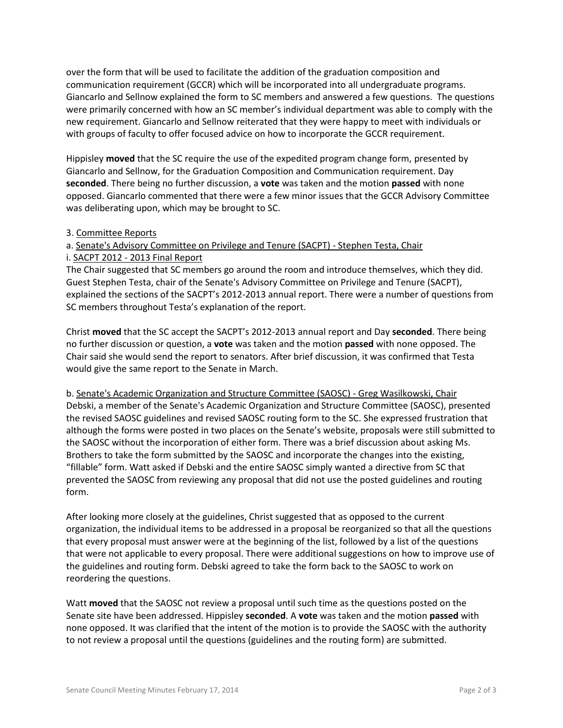over the form that will be used to facilitate the addition of the graduation composition and communication requirement (GCCR) which will be incorporated into all undergraduate programs. Giancarlo and Sellnow explained the form to SC members and answered a few questions. The questions were primarily concerned with how an SC member's individual department was able to comply with the new requirement. Giancarlo and Sellnow reiterated that they were happy to meet with individuals or with groups of faculty to offer focused advice on how to incorporate the GCCR requirement.

Hippisley **moved** that the SC require the use of the expedited program change form, presented by Giancarlo and Sellnow, for the Graduation Composition and Communication requirement. Day **seconded**. There being no further discussion, a **vote** was taken and the motion **passed** with none opposed. Giancarlo commented that there were a few minor issues that the GCCR Advisory Committee was deliberating upon, which may be brought to SC.

3. Committee Reports

a. Senate's Advisory Committee on Privilege and Tenure (SACPT) - Stephen Testa, Chair

i. SACPT 2012 - 2013 Final Report

The Chair suggested that SC members go around the room and introduce themselves, which they did. Guest Stephen Testa, chair of the Senate's Advisory Committee on Privilege and Tenure (SACPT), explained the sections of the SACPT's 2012-2013 annual report. There were a number of questions from SC members throughout Testa's explanation of the report.

Christ **moved** that the SC accept the SACPT's 2012-2013 annual report and Day **seconded**. There being no further discussion or question, a **vote** was taken and the motion **passed** with none opposed. The Chair said she would send the report to senators. After brief discussion, it was confirmed that Testa would give the same report to the Senate in March.

b. Senate's Academic Organization and Structure Committee (SAOSC) - Greg Wasilkowski, Chair

Debski, a member of the Senate's Academic Organization and Structure Committee (SAOSC), presented the revised SAOSC guidelines and revised SAOSC routing form to the SC. She expressed frustration that although the forms were posted in two places on the Senate's website, proposals were still submitted to the SAOSC without the incorporation of either form. There was a brief discussion about asking Ms. Brothers to take the form submitted by the SAOSC and incorporate the changes into the existing, "fillable" form. Watt asked if Debski and the entire SAOSC simply wanted a directive from SC that prevented the SAOSC from reviewing any proposal that did not use the posted guidelines and routing form.

After looking more closely at the guidelines, Christ suggested that as opposed to the current organization, the individual items to be addressed in a proposal be reorganized so that all the questions that every proposal must answer were at the beginning of the list, followed by a list of the questions that were not applicable to every proposal. There were additional suggestions on how to improve use of the guidelines and routing form. Debski agreed to take the form back to the SAOSC to work on reordering the questions.

Watt **moved** that the SAOSC not review a proposal until such time as the questions posted on the Senate site have been addressed. Hippisley **seconded**. A **vote** was taken and the motion **passed** with none opposed. It was clarified that the intent of the motion is to provide the SAOSC with the authority to not review a proposal until the questions (guidelines and the routing form) are submitted.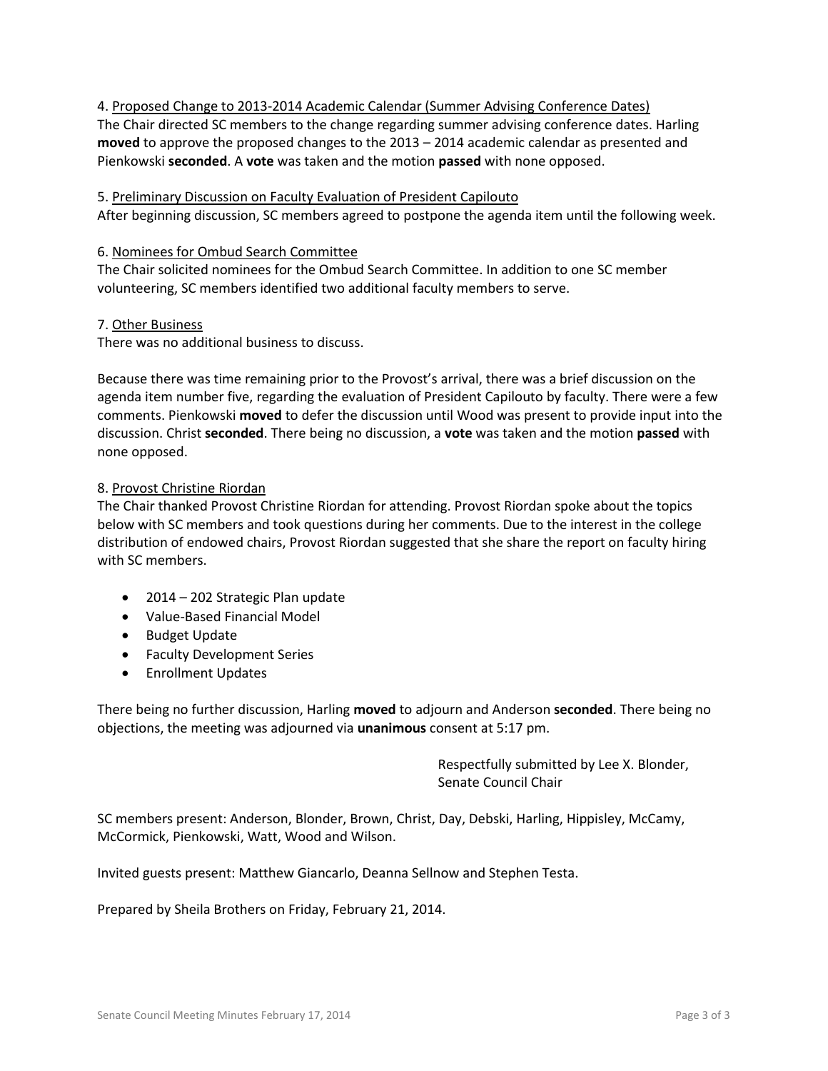4. Proposed Change to 2013-2014 Academic Calendar (Summer Advising Conference Dates)
The Chair directed SC members to the change regarding summer advising conference dates. Harling **moved** to approve the proposed changes to the 2013 – 2014 academic calendar as presented and Pienkowski **seconded**. A **vote** was taken and the motion **passed** with none opposed.

5. Preliminary Discussion on Faculty Evaluation of President Capilouto
After beginning discussion, SC members agreed to postpone the agenda item until the following week.

6. Nominees for Ombud Search Committee
The Chair solicited nominees for the Ombud Search Committee. In addition to one SC member volunteering, SC members identified two additional faculty members to serve.

7. Other Business
There was no additional business to discuss.

Because there was time remaining prior to the Provost's arrival, there was a brief discussion on the agenda item number five, regarding the evaluation of President Capilouto by faculty. There were a few comments. Pienkowski **moved** to defer the discussion until Wood was present to provide input into the discussion. Christ **seconded**. There being no discussion, a **vote** was taken and the motion **passed** with none opposed.

8. Provost Christine Riordan
The Chair thanked Provost Christine Riordan for attending. Provost Riordan spoke about the topics below with SC members and took questions during her comments. Due to the interest in the college distribution of endowed chairs, Provost Riordan suggested that she share the report on faculty hiring with SC members.

- 2014 – 202 Strategic Plan update
- Value-Based Financial Model
- Budget Update
- Faculty Development Series
- Enrollment Updates

There being no further discussion, Harling **moved** to adjourn and Anderson **seconded**. There being no objections, the meeting was adjourned via **unanimous** consent at 5:17 pm.

Respectfully submitted by Lee X. Blonder,
Senate Council Chair

SC members present: Anderson, Blonder, Brown, Christ, Day, Debski, Harling, Hippisley, McCamy, McCormick, Pienkowski, Watt, Wood and Wilson.

Invited guests present: Matthew Giancarlo, Deanna Sellnow and Stephen Testa.

Prepared by Sheila Brothers on Friday, February 21, 2014.